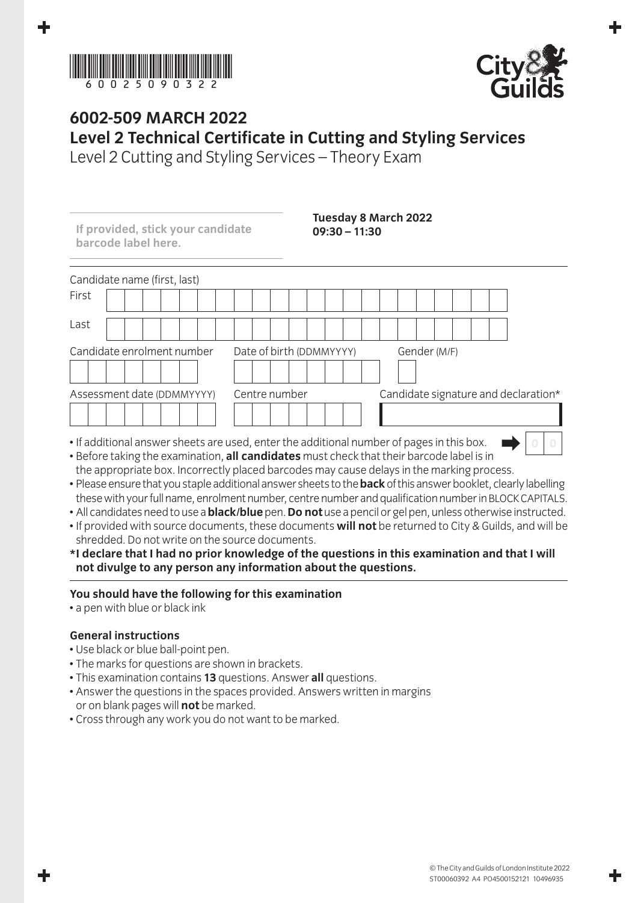60025090322

# 6002-509 MARCH 2022
## Level 2 Technical Certificate in Cutting and Styling Services
Level 2 Cutting and Styling Services – Theory Exam

**If provided, stick your candidate barcode label here.**

**Tuesday 8 March 2022**
**09:30 – 11:30**

Candidate name (first, last)

First

Last

Candidate enrolment number

Date of birth (DDMMYYYY)

Gender (M/F)

Assessment date (DDMMYYYY)

Centre number

Candidate signature and declaration*

- If additional answer sheets are used, enter the additional number of pages in this box. 0 0
- Before taking the examination, **all candidates** must check that their barcode label is in the appropriate box. Incorrectly placed barcodes may cause delays in the marking process.
- Please ensure that you staple additional answer sheets to the **back** of this answer booklet, clearly labelling these with your full name, enrolment number, centre number and qualification number in BLOCK CAPITALS.
- All candidates need to use a **black/blue** pen. **Do not** use a pencil or gel pen, unless otherwise instructed.
- If provided with source documents, these documents **will not** be returned to City & Guilds, and will be shredded. Do not write on the source documents.

**\*I declare that I had no prior knowledge of the questions in this examination and that I will not divulge to any person any information about the questions.**

**You should have the following for this examination**
- a pen with blue or black ink

**General instructions**
- Use black or blue ball-point pen.
- The marks for questions are shown in brackets.
- This examination contains **13** questions. Answer **all** questions.
- Answer the questions in the spaces provided. Answers written in margins or on blank pages will **not** be marked.
- Cross through any work you do not want to be marked.

© The City and Guilds of London Institute 2022
ST00060392 A4 PO4500152121 10496935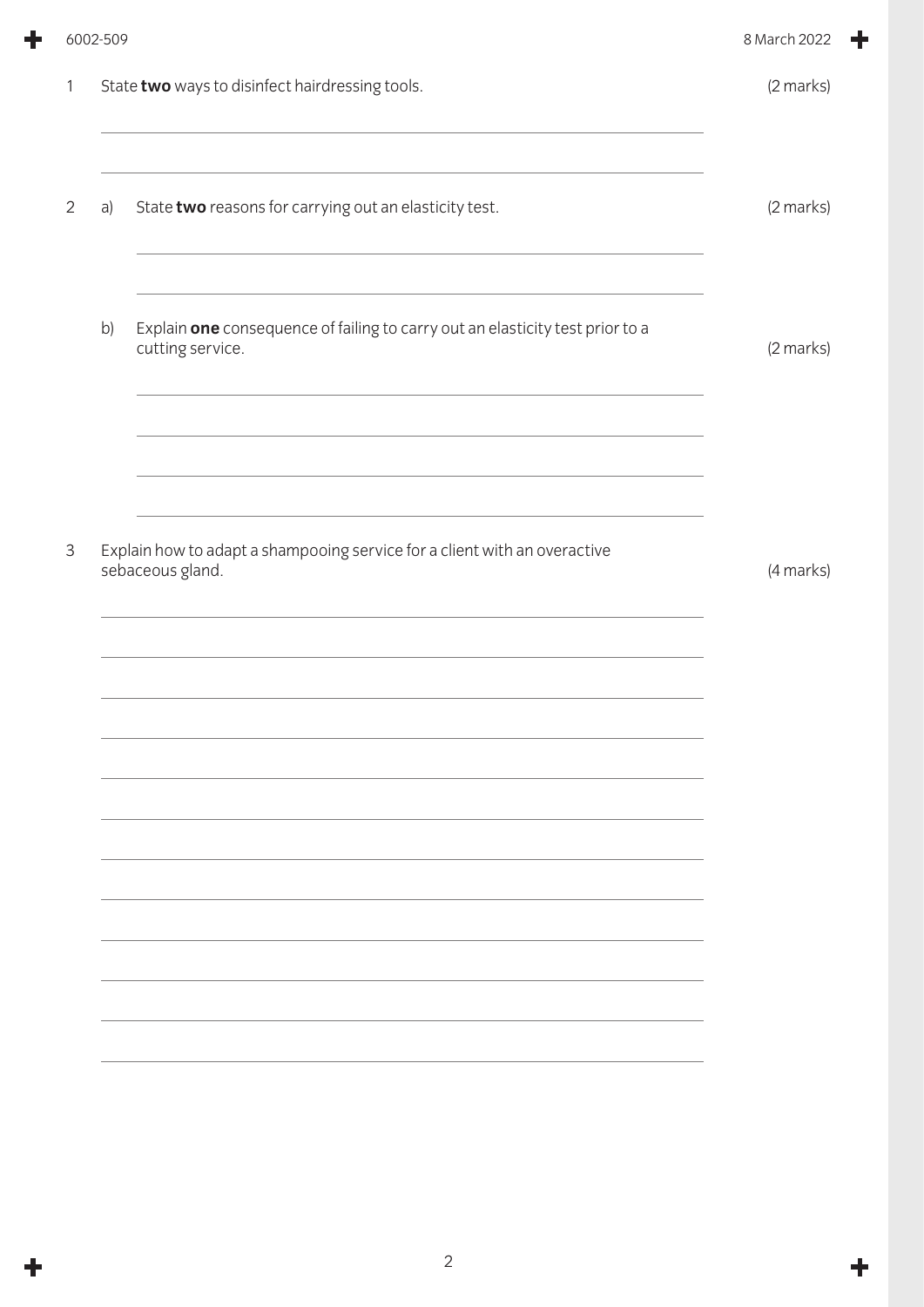1 State **two** ways to disinfect hairdressing tools. (2 marks)

2 a) State **two** reasons for carrying out an elasticity test. (2 marks)

b) Explain **one** consequence of failing to carry out an elasticity test prior to a cutting service. (2 marks)

3 Explain how to adapt a shampooing service for a client with an overactive sebaceous gland. (4 marks)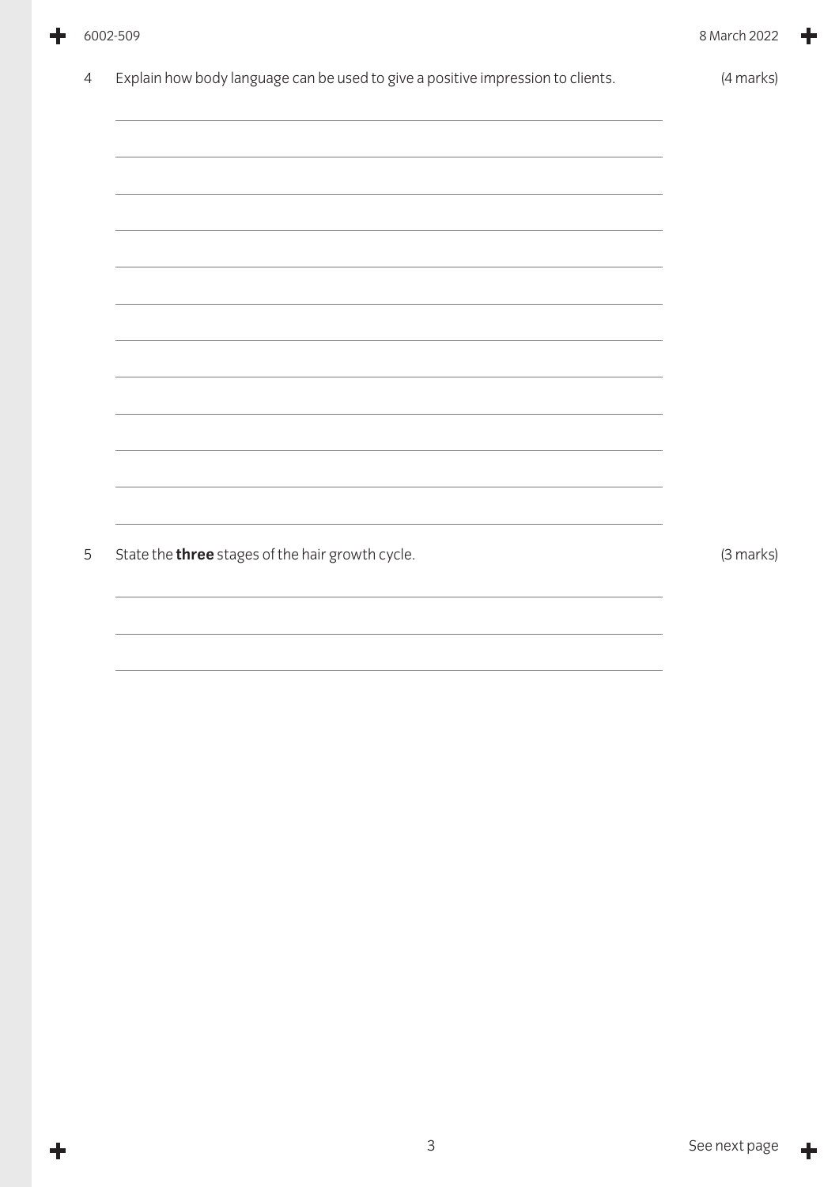4 Explain how body language can be used to give a positive impression to clients. (4 marks)

5 State the **three** stages of the hair growth cycle. (3 marks)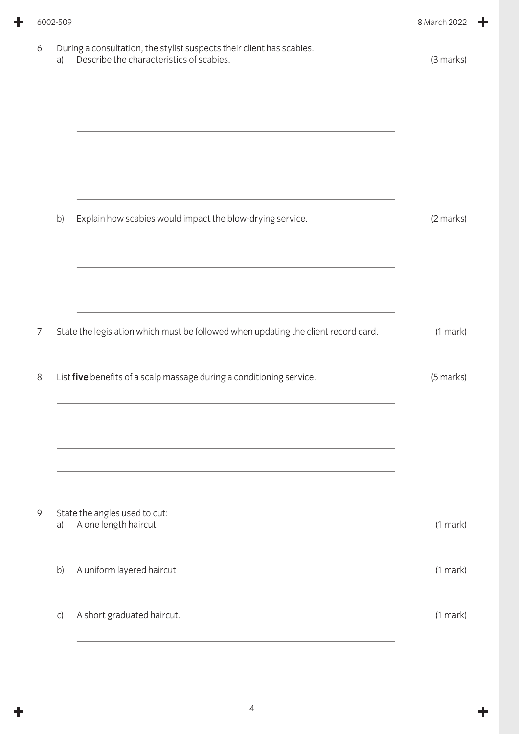6 During a consultation, the stylist suspects their client has scabies.

a) Describe the characteristics of scabies. (3 marks)

b) Explain how scabies would impact the blow-drying service. (2 marks)

7 State the legislation which must be followed when updating the client record card. (1 mark)

8 List **five** benefits of a scalp massage during a conditioning service. (5 marks)

9 State the angles used to cut:

a) A one length haircut (1 mark)

b) A uniform layered haircut (1 mark)

c) A short graduated haircut. (1 mark)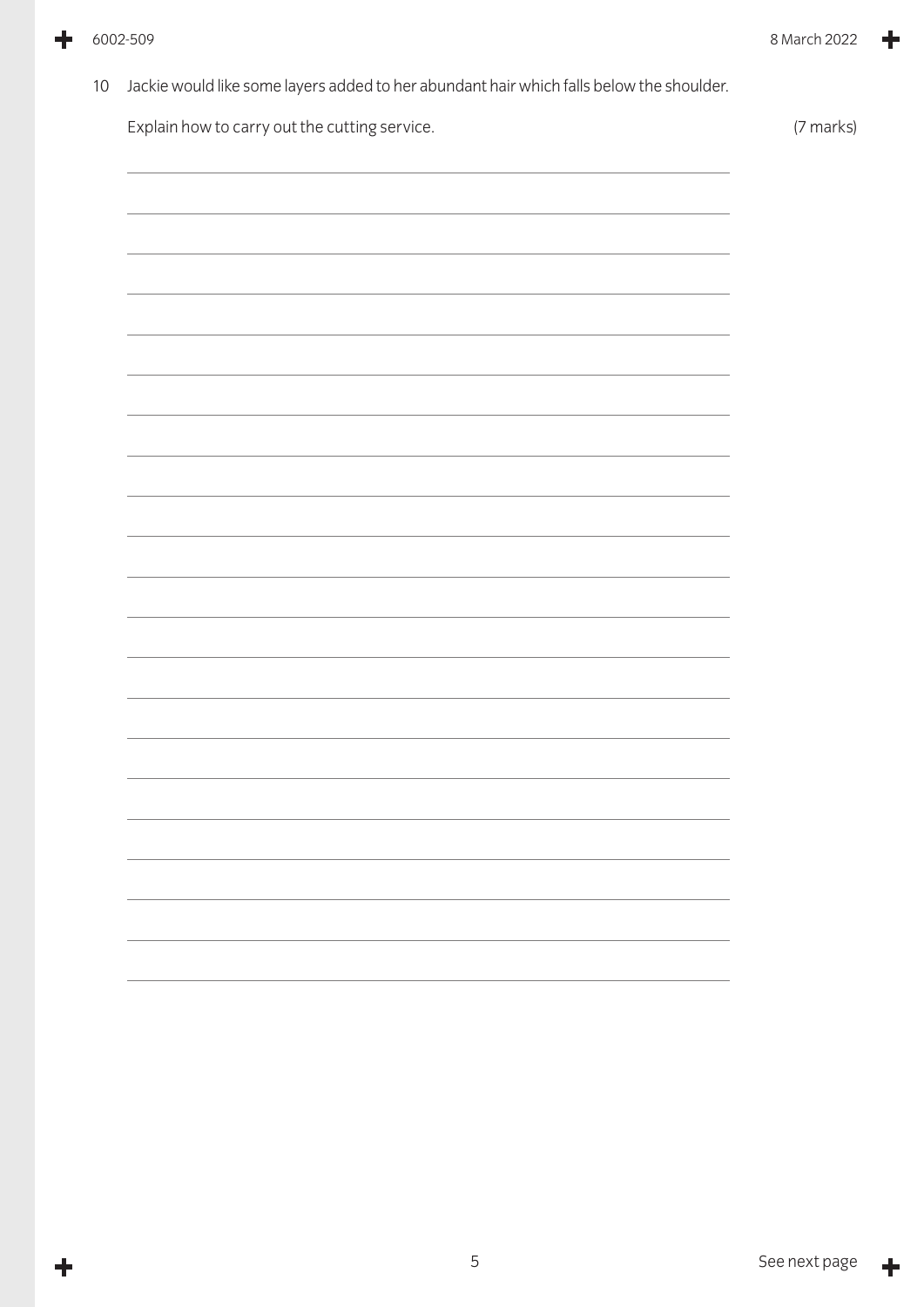10 Jackie would like some layers added to her abundant hair which falls below the shoulder.

Explain how to carry out the cutting service. (7 marks)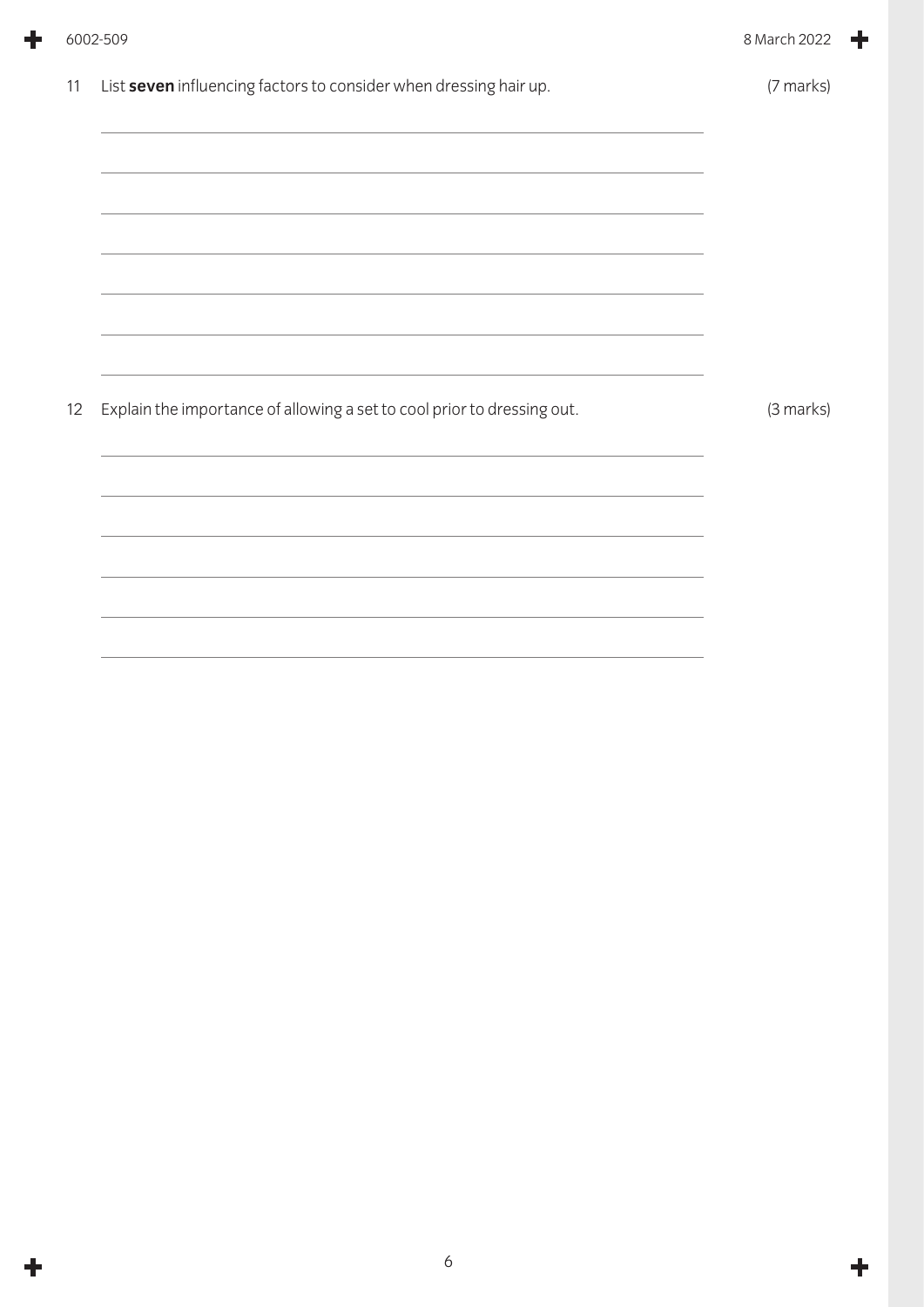11 List **seven** influencing factors to consider when dressing hair up. (7 marks)

12 Explain the importance of allowing a set to cool prior to dressing out. (3 marks)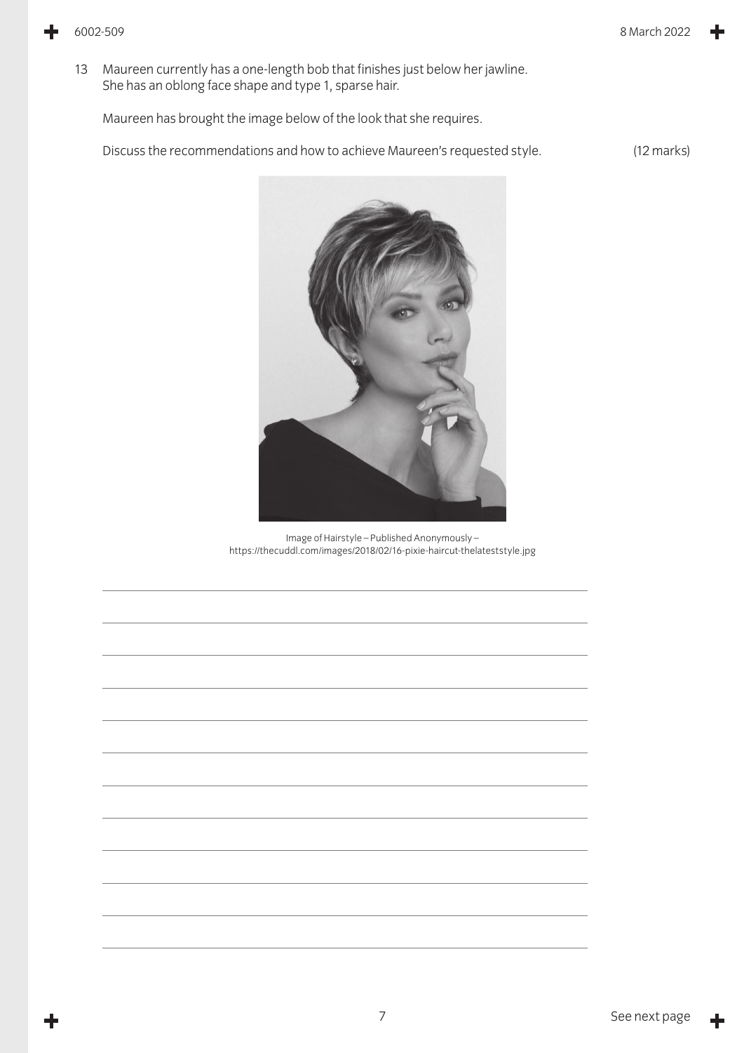13 Maureen currently has a one-length bob that finishes just below her jawline. She has an oblong face shape and type 1, sparse hair.

Maureen has brought the image below of the look that she requires.

Discuss the recommendations and how to achieve Maureen's requested style. (12 marks)

Image of Hairstyle – Published Anonymously – https://thecuddl.com/images/2018/02/16-pixie-haircut-thelateststyle.jpg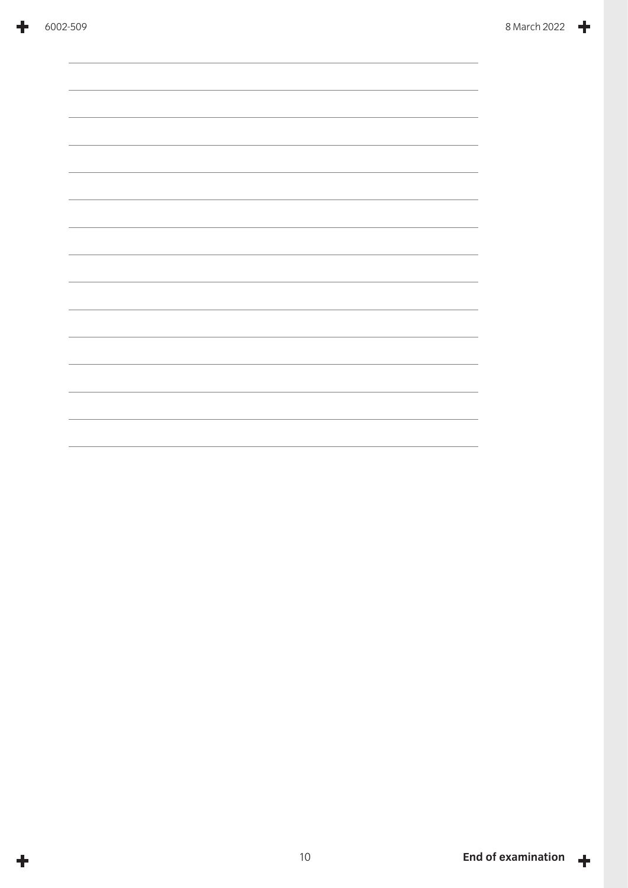**End of examination**